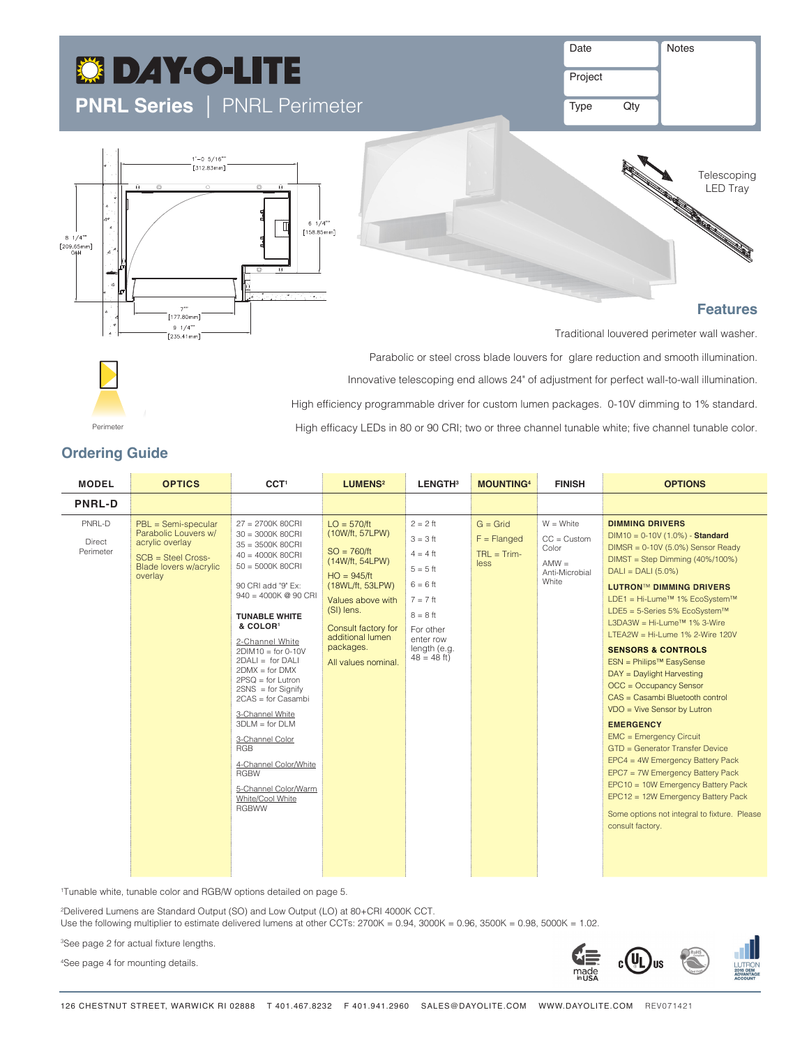# DAY-O-LITE

## PNRL Series | PNRL Perimeter

| Date | Notes |
|---|---|
| Project | |
| Type Qty | |

1'-0 5/16" [312.83mm]

8 1/4" [209.65mm] OAH

6 1/4" [158.85mm]

7" [177.80mm]

9 1/4" [235.41mm]

Telescoping LED Tray

Perimeter

## Features

Traditional louvered perimeter wall washer.

Parabolic or steel cross blade louvers for glare reduction and smooth illumination.

Innovative telescoping end allows 24" of adjustment for perfect wall-to-wall illumination.

High efficiency programmable driver for custom lumen packages. 0-10V dimming to 1% standard.

High efficacy LEDs in 80 or 90 CRI; two or three channel tunable white; five channel tunable color.

## Ordering Guide

| MODEL | OPTICS | CCT[1] | LUMENS[2] | LENGTH[3] | MOUNTING[4] | FINISH | OPTIONS |
|---|---|---|---|---|---|---|---|
| **PNRL-D** | | | | | | | |
| PNRL-D<br><br>Direct Perimeter | PBL = Semi-specular Parabolic Louvers w/ acrylic overlay<br><br>SCB = Steel Cross-Blade lovers w/acrylic overlay | 27 = 2700K 80CRI<br>30 = 3000K 80CRI<br>35 = 3500K 80CRI<br>40 = 4000K 80CRI<br>50 = 5000K 80CRI<br><br>90 CRI add "9" Ex:<br>940 = 4000K @ 90 CRI<br><br>**TUNABLE WHITE & COLOR**[1]<br><br>2-Channel White<br>2DIM10 = for 0-10V<br>2DALI = for DALI<br>2DMX = for DMX<br>2PSQ = for Lutron<br>2SNS = for Signify<br>2CAS = for Casambi<br><br>3-Channel White<br>3DLM = for DLM<br><br>3-Channel Color<br>RGB<br><br>4-Channel Color/White<br>RGBW<br><br>5-Channel Color/Warm White/Cool White<br>RGBWW | LO = 570/ft (10W/ft, 57LPW)<br><br>SO = 760/ft (14W/ft, 54LPW)<br><br>HO = 945/ft (18WL/ft, 53LPW)<br><br>Values above with (SI) lens.<br><br>Consult factory for additional lumen packages.<br><br>All values nominal. | 2 = 2 ft<br>3 = 3 ft<br>4 = 4 ft<br>5 = 5 ft<br>6 = 6 ft<br>7 = 7 ft<br>8 = 8 ft<br><br>For other enter row length (e.g. 48 = 48 ft) | G = Grid<br><br>F = Flanged<br><br>TRL = Trim-less | W = White<br><br>CC = Custom Color<br><br>AMW = Anti-Microbial White | **DIMMING DRIVERS**<br>DIM10 = 0-10V (1.0%) - **Standard**<br>DIMSR = 0-10V (5.0%) Sensor Ready<br>DIMST = Step Dimming (40%/100%)<br>DALI = DALI (5.0%)<br><br>**LUTRON™ DIMMING DRIVERS**<br>LDE1 = Hi-Lume™ 1% EcoSystem™<br>LDE5 = 5-Series 5% EcoSystem™<br>L3DA3W = Hi-Lume™ 1% 3-Wire<br>LTEA2W = Hi-Lume 1% 2-Wire 120V<br><br>**SENSORS & CONTROLS**<br>ESN = Philips™ EasySense<br>DAY = Daylight Harvesting<br>OCC = Occupancy Sensor<br>CAS = Casambi Bluetooth control<br>VDO = Vive Sensor by Lutron<br><br>**EMERGENCY**<br>EMC = Emergency Circuit<br>GTD = Generator Transfer Device<br>EPC4 = 4W Emergency Battery Pack<br>EPC7 = 7W Emergency Battery Pack<br>EPC10 = 10W Emergency Battery Pack<br>EPC12 = 12W Emergency Battery Pack<br><br>Some options not integral to fixture. Please consult factory. |

[1]Tunable white, tunable color and RGB/W options detailed on page 5.

[2]Delivered Lumens are Standard Output (SO) and Low Output (LO) at 80+CRI 4000K CCT.
Use the following multiplier to estimate delivered lumens at other CCTs: 2700K = 0.94, 3000K = 0.96, 3500K = 0.98, 5000K = 1.02.

[3]See page 2 for actual fixture lengths.

[4]See page 4 for mounting details.

made in USA

126 CHESTNUT STREET, WARWICK RI 02888 T 401.467.8232 F 401.941.2960 SALES@DAYOLITE.COM WWW.DAYOLITE.COM REV071421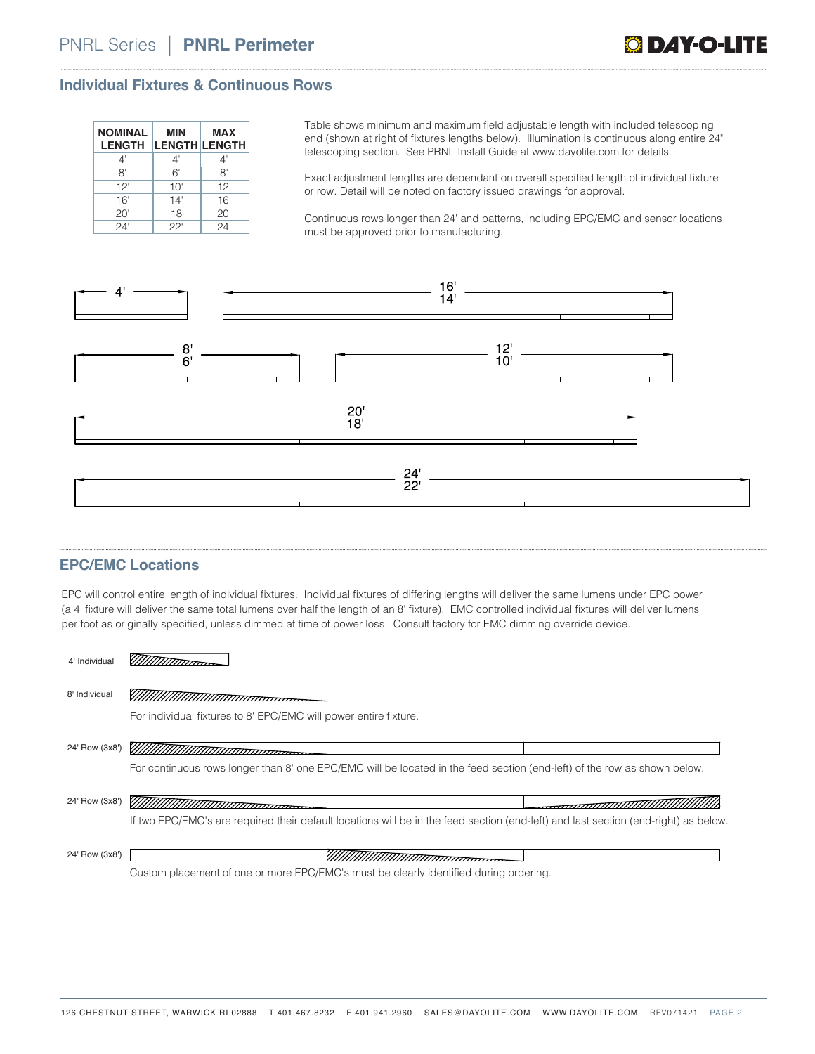## Individual Fixtures & Continuous Rows

| NOMINAL LENGTH | MIN LENGTH | MAX LENGTH |
|---|---|---|
| 4' | 4' | 4' |
| 8' | 6' | 8' |
| 12' | 10' | 12' |
| 16' | 14' | 16' |
| 20' | 18 | 20' |
| 24' | 22' | 24' |

Table shows minimum and maximum field adjustable length with included telescoping end (shown at right of fixtures lengths below). Illumination is continuous along entire 24" telescoping section. See PRNL Install Guide at www.dayolite.com for details.

Exact adjustment lengths are dependant on overall specified length of individual fixture or row. Detail will be noted on factory issued drawings for approval.

Continuous rows longer than 24' and patterns, including EPC/EMC and sensor locations must be approved prior to manufacturing.

4'

16' / 14'

8' / 6'

12' / 10'

20' / 18'

24' / 22'

## EPC/EMC Locations

EPC will control entire length of individual fixtures. Individual fixtures of differing lengths will deliver the same lumens under EPC power (a 4' fixture will deliver the same total lumens over half the length of an 8' fixture). EMC controlled individual fixtures will deliver lumens per foot as originally specified, unless dimmed at time of power loss. Consult factory for EMC dimming override device.

4' Individual

8' Individual

For individual fixtures to 8' EPC/EMC will power entire fixture.

24' Row (3x8')

For continuous rows longer than 8' one EPC/EMC will be located in the feed section (end-left) of the row as shown below.

24' Row (3x8')

If two EPC/EMC's are required their default locations will be in the feed section (end-left) and last section (end-right) as below.

24' Row (3x8')

Custom placement of one or more EPC/EMC's must be clearly identified during ordering.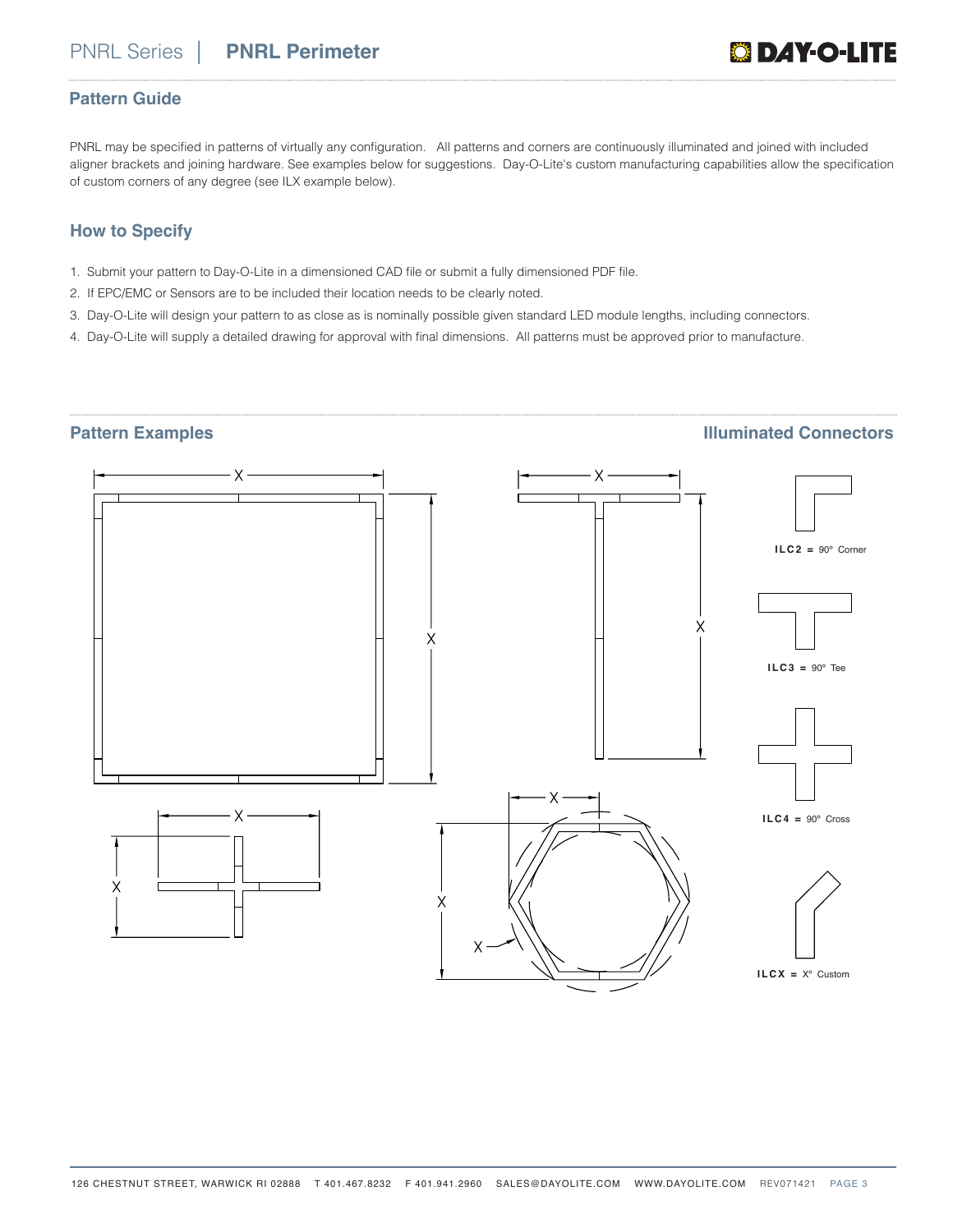## Pattern Guide

PNRL may be specified in patterns of virtually any configuration. All patterns and corners are continuously illuminated and joined with included aligner brackets and joining hardware. See examples below for suggestions. Day-O-Lite's custom manufacturing capabilities allow the specification of custom corners of any degree (see ILX example below).

## How to Specify

1. Submit your pattern to Day-O-Lite in a dimensioned CAD file or submit a fully dimensioned PDF file.
2. If EPC/EMC or Sensors are to be included their location needs to be clearly noted.
3. Day-O-Lite will design your pattern to as close as is nominally possible given standard LED module lengths, including connectors.
4. Day-O-Lite will supply a detailed drawing for approval with final dimensions. All patterns must be approved prior to manufacture.

## Pattern Examples

## Illuminated Connectors

**ILC2 =** 90° Corner

**ILC3 =** 90° Tee

**ILC4 =** 90° Cross

**ILCX =** X° Custom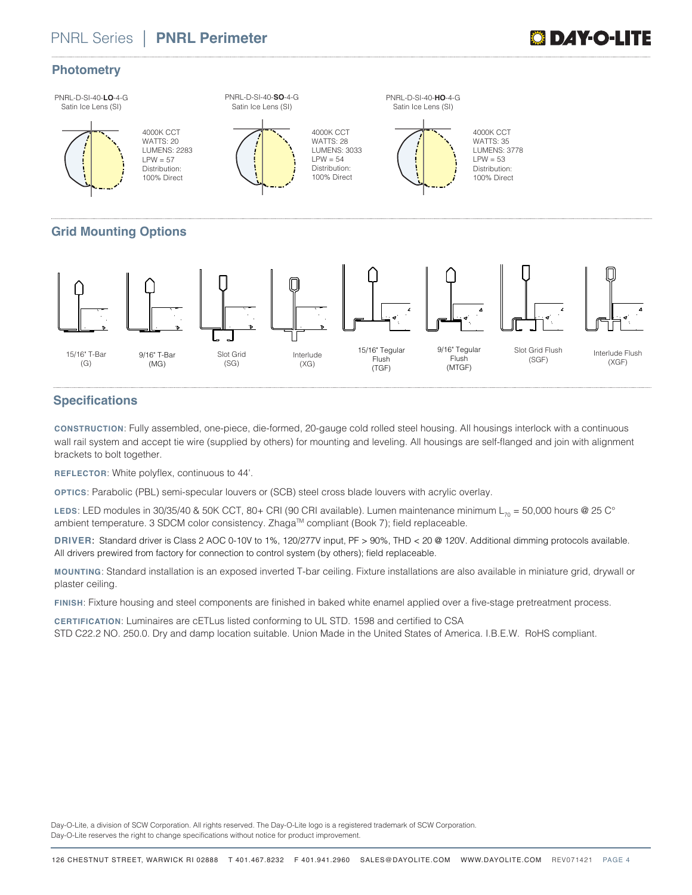# PNRL Series | PNRL Perimeter

## Photometry

PNRL-D-SI-40-**LO**-4-G
Satin Ice Lens (SI)

4000K CCT
WATTS: 20
LUMENS: 2283
LPW = 57
Distribution:
100% Direct

PNRL-D-SI-40-**SO**-4-G
Satin Ice Lens (SI)

4000K CCT
WATTS: 28
LUMENS: 3033
LPW = 54
Distribution:
100% Direct

PNRL-D-SI-40-**HO**-4-G
Satin Ice Lens (SI)

4000K CCT
WATTS: 35
LUMENS: 3778
LPW = 53
Distribution:
100% Direct

## Grid Mounting Options

15/16" T-Bar (G)

9/16" T-Bar (MG)

Slot Grid (SG)

Interlude (XG)

15/16" Tegular Flush (TGF)

9/16" Tegular Flush (MTGF)

Slot Grid Flush (SGF)

Interlude Flush (XGF)

## Specifications

**CONSTRUCTION**: Fully assembled, one-piece, die-formed, 20-gauge cold rolled steel housing. All housings interlock with a continuous wall rail system and accept tie wire (supplied by others) for mounting and leveling. All housings are self-flanged and join with alignment brackets to bolt together.

**REFLECTOR**: White polyflex, continuous to 44'.

**OPTICS**: Parabolic (PBL) semi-specular louvers or (SCB) steel cross blade louvers with acrylic overlay.

**LEDS**: LED modules in 30/35/40 & 50K CCT, 80+ CRI (90 CRI available). Lumen maintenance minimum $L_{70}$ = 50,000 hours @ 25 C° ambient temperature. 3 SDCM color consistency. Zhaga™ compliant (Book 7); field replaceable.

**DRIVER:** Standard driver is Class 2 AOC 0-10V to 1%, 120/277V input, PF > 90%, THD < 20 @ 120V. Additional dimming protocols available. All drivers prewired from factory for connection to control system (by others); field replaceable.

**MOUNTING**: Standard installation is an exposed inverted T-bar ceiling. Fixture installations are also available in miniature grid, drywall or plaster ceiling.

**FINISH**: Fixture housing and steel components are finished in baked white enamel applied over a five-stage pretreatment process.

**CERTIFICATION**: Luminaires are cETLus listed conforming to UL STD. 1598 and certified to CSA STD C22.2 NO. 250.0. Dry and damp location suitable. Union Made in the United States of America. I.B.E.W. RoHS compliant.

Day-O-Lite, a division of SCW Corporation. All rights reserved. The Day-O-Lite logo is a registered trademark of SCW Corporation.
Day-O-Lite reserves the right to change specifications without notice for product improvement.

126 CHESTNUT STREET, WARWICK RI 02888 T 401.467.8232 F 401.941.2960 SALES@DAYOLITE.COM WWW.DAYOLITE.COM REV071421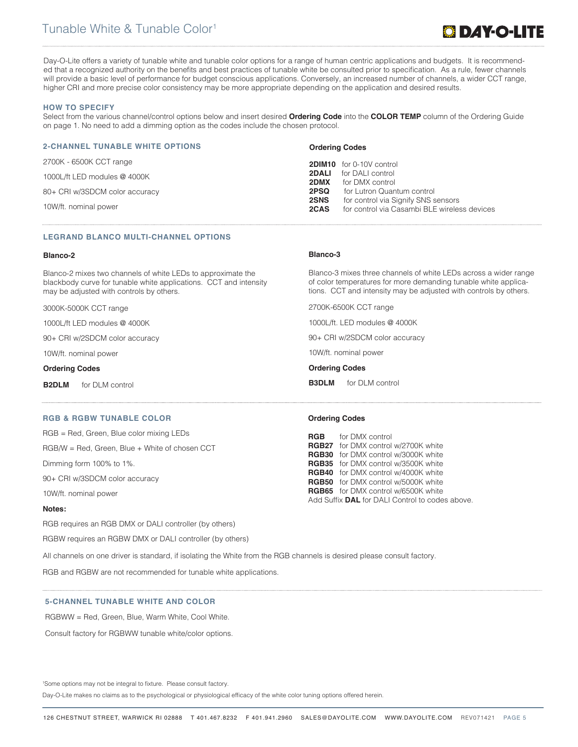# Tunable White & Tunable Color[1]

Day-O-Lite offers a variety of tunable white and tunable color options for a range of human centric applications and budgets. It is recommended that a recognized authority on the benefits and best practices of tunable white be consulted prior to specification. As a rule, fewer channels will provide a basic level of performance for budget conscious applications. Conversely, an increased number of channels, a wider CCT range, higher CRI and more precise color consistency may be more appropriate depending on the application and desired results.

### HOW TO SPECIFY

Select from the various channel/control options below and insert desired **Ordering Code** into the **COLOR TEMP** column of the Ordering Guide on page 1. No need to add a dimming option as the codes include the chosen protocol.

### 2-CHANNEL TUNABLE WHITE OPTIONS

2700K - 6500K CCT range

1000L/ft LED modules @ 4000K

80+ CRI w/3SDCM color accuracy

10W/ft. nominal power

**Ordering Codes**

**2DIM10** for 0-10V control
**2DALI** for DALI control
**2DMX** for DMX control
**2PSQ** for Lutron Quantum control
**2SNS** for control via Signify SNS sensors
**2CAS** for control via Casambi BLE wireless devices

### LEGRAND BLANCO MULTI-CHANNEL OPTIONS

**Blanco-2**

Blanco-2 mixes two channels of white LEDs to approximate the blackbody curve for tunable white applications. CCT and intensity may be adjusted with controls by others.

3000K-5000K CCT range

1000L/ft LED modules @ 4000K

90+ CRI w/2SDCM color accuracy

10W/ft. nominal power

**Ordering Codes**

**B2DLM** for DLM control

**Blanco-3**

Blanco-3 mixes three channels of white LEDs across a wider range of color temperatures for more demanding tunable white applications. CCT and intensity may be adjusted with controls by others.

2700K-6500K CCT range

1000L/ft. LED modules @ 4000K

90+ CRI w/2SDCM color accuracy

10W/ft. nominal power

**Ordering Codes**

**B3DLM** for DLM control

### RGB & RGBW TUNABLE COLOR

RGB = Red, Green, Blue color mixing LEDs

RGB/W = Red, Green, Blue + White of chosen CCT

Dimming form 100% to 1%.

90+ CRI w/3SDCM color accuracy

10W/ft. nominal power

**Ordering Codes**

**RGB** for DMX control
**RGB27** for DMX control w/2700K white
**RGB30** for DMX control w/3000K white
**RGB35** for DMX control w/3500K white
**RGB40** for DMX control w/4000K white
**RGB50** for DMX control w/5000K white
**RGB65** for DMX control w/6500K white
Add Suffix **DAL** for DALI Control to codes above.

**Notes:**

RGB requires an RGB DMX or DALI controller (by others)

RGBW requires an RGBW DMX or DALI controller (by others)

All channels on one driver is standard, if isolating the White from the RGB channels is desired please consult factory.

RGB and RGBW are not recommended for tunable white applications.

### 5-CHANNEL TUNABLE WHITE AND COLOR

RGBWW = Red, Green, Blue, Warm White, Cool White.

Consult factory for RGBWW tunable white/color options.

[1]Some options may not be integral to fixture. Please consult factory.

Day-O-Lite makes no claims as to the psychological or physiological efficacy of the white color tuning options offered herein.